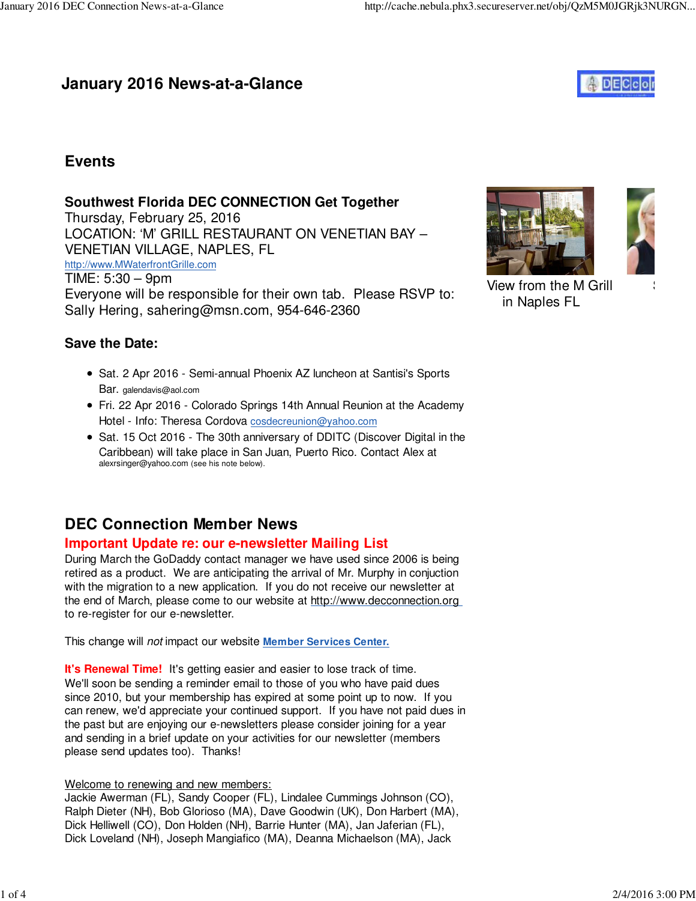# January 2016 News-at-a-Glance

## Events

### Southwest Florida DEC CONNECTION Get Together

Thursday, February 25, 2016
LOCATION: 'M' GRILL RESTAURANT ON VENETIAN BAY – VENETIAN VILLAGE, NAPLES, FL
http://www.MWaterfrontGrille.com
TIME: 5:30 – 9pm
Everyone will be responsible for their own tab. Please RSVP to: Sally Hering, sahering@msn.com, 954-646-2360

View from the M Grill in Naples FL

### Save the Date:

- Sat. 2 Apr 2016 - Semi-annual Phoenix AZ luncheon at Santisi's Sports Bar. galendavis@aol.com
- Fri. 22 Apr 2016 - Colorado Springs 14th Annual Reunion at the Academy Hotel - Info: Theresa Cordova cosdecreunion@yahoo.com
- Sat. 15 Oct 2016 - The 30th anniversary of DDITC (Discover Digital in the Caribbean) will take place in San Juan, Puerto Rico. Contact Alex at alexrsinger@yahoo.com (see his note below).

## DEC Connection Member News

### Important Update re: our e-newsletter Mailing List

During March the GoDaddy contact manager we have used since 2006 is being retired as a product. We are anticipating the arrival of Mr. Murphy in conjuction with the migration to a new application. If you do not receive our newsletter at the end of March, please come to our website at http://www.decconnection.org to re-register for our e-newsletter.

This change will *not* impact our website **Member Services Center.**

**It's Renewal Time!** It's getting easier and easier to lose track of time. We'll soon be sending a reminder email to those of you who have paid dues since 2010, but your membership has expired at some point up to now. If you can renew, we'd appreciate your continued support. If you have not paid dues in the past but are enjoying our e-newsletters please consider joining for a year and sending in a brief update on your activities for our newsletter (members please send updates too). Thanks!

Welcome to renewing and new members:
Jackie Awerman (FL), Sandy Cooper (FL), Lindalee Cummings Johnson (CO), Ralph Dieter (NH), Bob Glorioso (MA), Dave Goodwin (UK), Don Harbert (MA), Dick Helliwell (CO), Don Holden (NH), Barrie Hunter (MA), Jan Jaferian (FL), Dick Loveland (NH), Joseph Mangiafico (MA), Deanna Michaelson (MA), Jack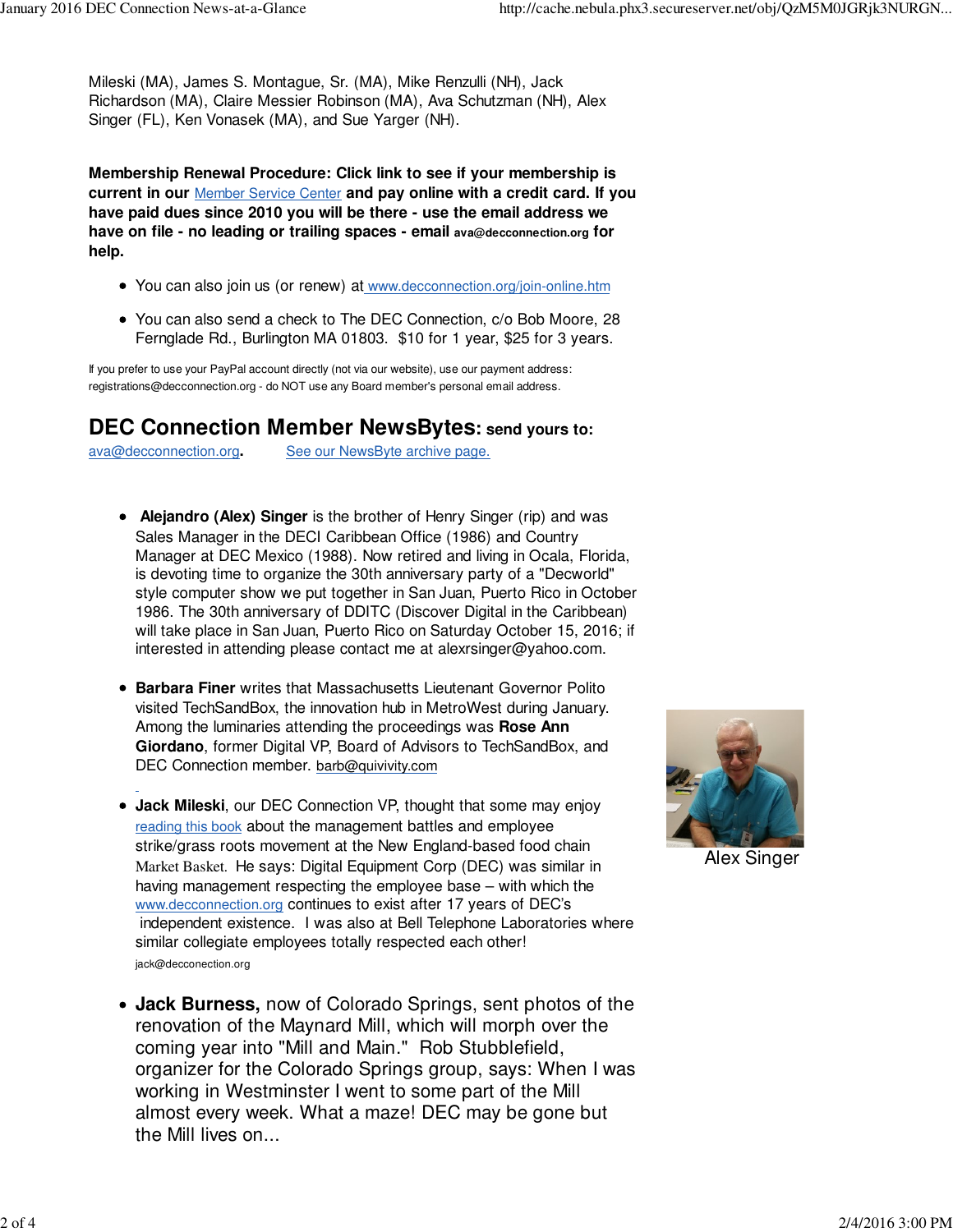Mileski (MA), James S. Montague, Sr. (MA), Mike Renzulli (NH), Jack Richardson (MA), Claire Messier Robinson (MA), Ava Schutzman (NH), Alex Singer (FL), Ken Vonasek (MA), and Sue Yarger (NH).

**Membership Renewal Procedure: Click link to see if your membership is current in our** Member Service Center **and pay online with a credit card. If you have paid dues since 2010 you will be there - use the email address we have on file - no leading or trailing spaces - email** ava@decconnection.org **for help.**

- You can also join us (or renew) at www.decconnection.org/join-online.htm
- You can also send a check to The DEC Connection, c/o Bob Moore, 28 Fernglade Rd., Burlington MA 01803. $10 for 1 year, $25 for 3 years.

If you prefer to use your PayPal account directly (not via our website), use our payment address: registrations@decconnection.org - do NOT use any Board member's personal email address.

## DEC Connection Member NewsBytes: send yours to:

ava@decconnection.org. See our NewsByte archive page.

- **Alejandro (Alex) Singer** is the brother of Henry Singer (rip) and was Sales Manager in the DECI Caribbean Office (1986) and Country Manager at DEC Mexico (1988). Now retired and living in Ocala, Florida, is devoting time to organize the 30th anniversary party of a "Decworld" style computer show we put together in San Juan, Puerto Rico in October 1986. The 30th anniversary of DDITC (Discover Digital in the Caribbean) will take place in San Juan, Puerto Rico on Saturday October 15, 2016; if interested in attending please contact me at alexrsinger@yahoo.com.

Alex Singer

- **Barbara Finer** writes that Massachusetts Lieutenant Governor Polito visited TechSandBox, the innovation hub in MetroWest during January. Among the luminaries attending the proceedings was **Rose Ann Giordano**, former Digital VP, Board of Advisors to TechSandBox, and DEC Connection member. barb@quivivity.com

- **Jack Mileski**, our DEC Connection VP, thought that some may enjoy reading this book about the management battles and employee strike/grass roots movement at the New England-based food chain Market Basket. He says: Digital Equipment Corp (DEC) was similar in having management respecting the employee base – with which the www.decconnection.org continues to exist after 17 years of DEC's independent existence. I was also at Bell Telephone Laboratories where similar collegiate employees totally respected each other!
  jack@decconnection.org

- **Jack Burness,** now of Colorado Springs, sent photos of the renovation of the Maynard Mill, which will morph over the coming year into "Mill and Main." Rob Stubblefield, organizer for the Colorado Springs group, says: When I was working in Westminster I went to some part of the Mill almost every week. What a maze! DEC may be gone but the Mill lives on...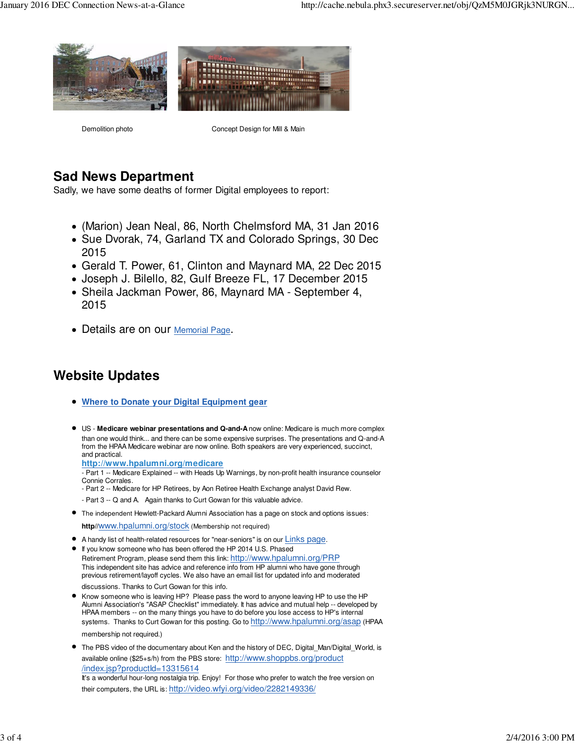Demolition photo

Concept Design for Mill & Main

## Sad News Department

Sadly, we have some deaths of former Digital employees to report:

- (Marion) Jean Neal, 86, North Chelmsford MA, 31 Jan 2016
- Sue Dvorak, 74, Garland TX and Colorado Springs, 30 Dec 2015
- Gerald T. Power, 61, Clinton and Maynard MA, 22 Dec 2015
- Joseph J. Bilello, 82, Gulf Breeze FL, 17 December 2015
- Sheila Jackman Power, 86, Maynard MA - September 4, 2015

- Details are on our Memorial Page.

## Website Updates

- **Where to Donate your Digital Equipment gear**

- US - **Medicare webinar presentations and Q-and-A** now online: Medicare is much more complex than one would think... and there can be some expensive surprises. The presentations and Q-and-A from the HPAA Medicare webinar are now online. Both speakers are very experienced, succinct, and practical.
  **http://www.hpalumni.org/medicare**
  - Part 1 -- Medicare Explained -- with Heads Up Warnings, by non-profit health insurance counselor Connie Corrales.
  - Part 2 -- Medicare for HP Retirees, by Aon Retiree Health Exchange analyst David Rew.
  - Part 3 -- Q and A. Again thanks to Curt Gowan for this valuable advice.
- The independent Hewlett-Packard Alumni Association has a page on stock and options issues:
  **http**//www.hpalumni.org/stock (Membership not required)
- A handy list of health-related resources for "near-seniors" is on our Links page.
- If you know someone who has been offered the HP 2014 U.S. Phased Retirement Program, please send them this link: http://www.hpalumni.org/PRP
  This independent site has advice and reference info from HP alumni who have gone through previous retirement/layoff cycles. We also have an email list for updated info and moderated discussions. Thanks to Curt Gowan for this info.
- Know someone who is leaving HP? Please pass the word to anyone leaving HP to use the HP Alumni Association's "ASAP Checklist" immediately. It has advice and mutual help -- developed by HPAA members -- on the many things you have to do before you lose access to HP's internal systems. Thanks to Curt Gowan for this posting. Go to http://www.hpalumni.org/asap (HPAA membership not required.)
- The PBS video of the documentary about Ken and the history of DEC, Digital_Man/Digital_World, is available online ($25+s/h) from the PBS store: http://www.shoppbs.org/product/index.jsp?productId=13315614
  It's a wonderful hour-long nostalgia trip. Enjoy! For those who prefer to watch the free version on their computers, the URL is: http://video.wfyi.org/video/2282149336/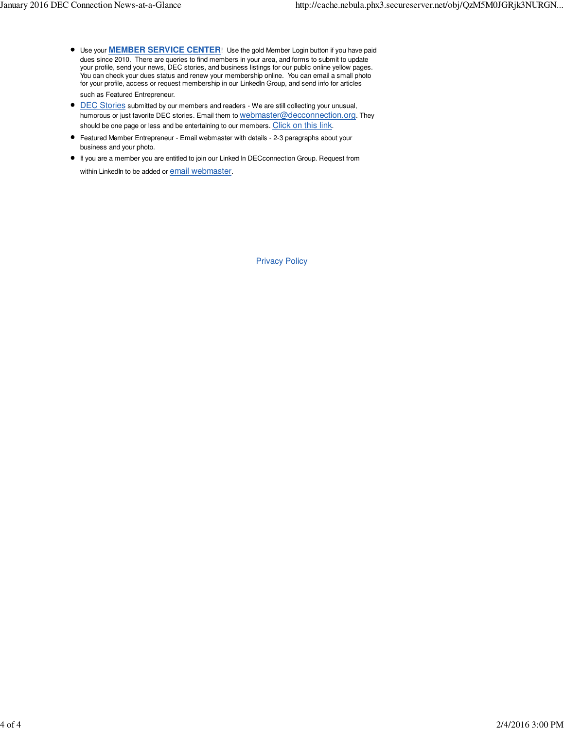- Use your **MEMBER SERVICE CENTER**! Use the gold Member Login button if you have paid dues since 2010. There are queries to find members in your area, and forms to submit to update your profile, send your news, DEC stories, and business listings for our public online yellow pages. You can check your dues status and renew your membership online. You can email a small photo for your profile, access or request membership in our LinkedIn Group, and send info for articles such as Featured Entrepreneur.
- DEC Stories submitted by our members and readers - We are still collecting your unusual, humorous or just favorite DEC stories. Email them to webmaster@decconnection.org. They should be one page or less and be entertaining to our members. Click on this link.
- Featured Member Entrepreneur - Email webmaster with details - 2-3 paragraphs about your business and your photo.
- If you are a member you are entitled to join our Linked In DECconnection Group. Request from within LinkedIn to be added or email webmaster.

Privacy Policy